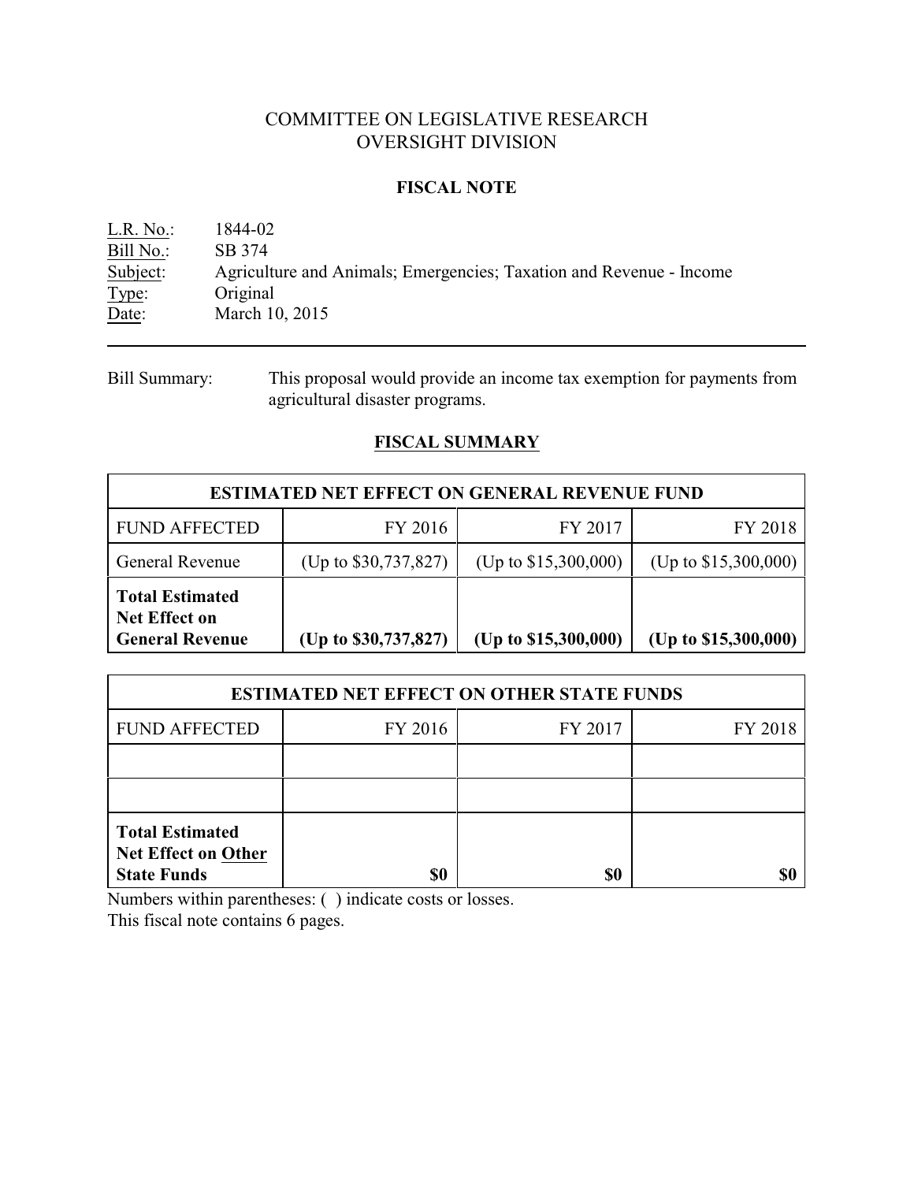# COMMITTEE ON LEGISLATIVE RESEARCH
# OVERSIGHT DIVISION

## FISCAL NOTE

L.R. No.: 1844-02
Bill No.: SB 374
Subject: Agriculture and Animals; Emergencies; Taxation and Revenue - Income
Type: Original
Date: March 10, 2015

---

Bill Summary: This proposal would provide an income tax exemption for payments from agricultural disaster programs.

## FISCAL SUMMARY

| ESTIMATED NET EFFECT ON GENERAL REVENUE FUND | | | |
|---|---|---|---|
| FUND AFFECTED | FY 2016 | FY 2017 | FY 2018 |
| General Revenue | (Up to $30,737,827) | (Up to $15,300,000) | (Up to $15,300,000) |
| **Total Estimated Net Effect on General Revenue** | **(Up to $30,737,827)** | **(Up to $15,300,000)** | **(Up to $15,300,000)** |

| ESTIMATED NET EFFECT ON OTHER STATE FUNDS | | | |
|---|---|---|---|
| FUND AFFECTED | FY 2016 | FY 2017 | FY 2018 |
| | | | |
| | | | |
| **Total Estimated Net Effect on Other State Funds** | **$0** | **$0** | **$0** |

Numbers within parentheses: ( ) indicate costs or losses.

This fiscal note contains 6 pages.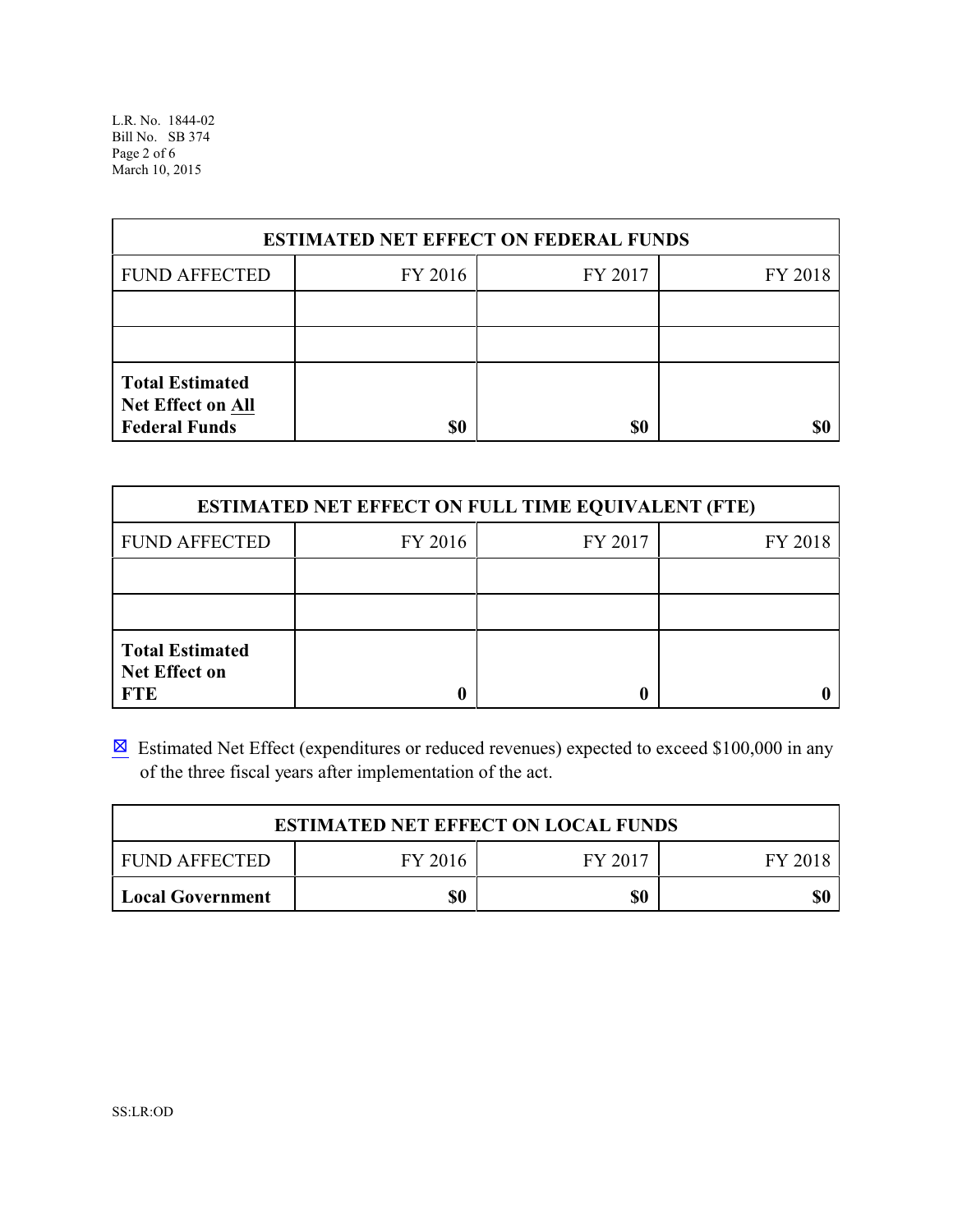| ESTIMATED NET EFFECT ON FEDERAL FUNDS | | | |
|---|---|---|---|
| FUND AFFECTED | FY 2016 | FY 2017 | FY 2018 |
| | | | |
| | | | |
| **Total Estimated Net Effect on All Federal Funds** | **$0** | **$0** | **$0** |

| ESTIMATED NET EFFECT ON FULL TIME EQUIVALENT (FTE) | | | |
|---|---|---|---|
| FUND AFFECTED | FY 2016 | FY 2017 | FY 2018 |
| | | | |
| | | | |
| **Total Estimated Net Effect on FTE** | **0** | **0** | **0** |

☒ Estimated Net Effect (expenditures or reduced revenues) expected to exceed $100,000 in any of the three fiscal years after implementation of the act.

| ESTIMATED NET EFFECT ON LOCAL FUNDS | | | |
|---|---|---|---|
| FUND AFFECTED | FY 2016 | FY 2017 | FY 2018 |
| **Local Government** | **$0** | **$0** | **$0** |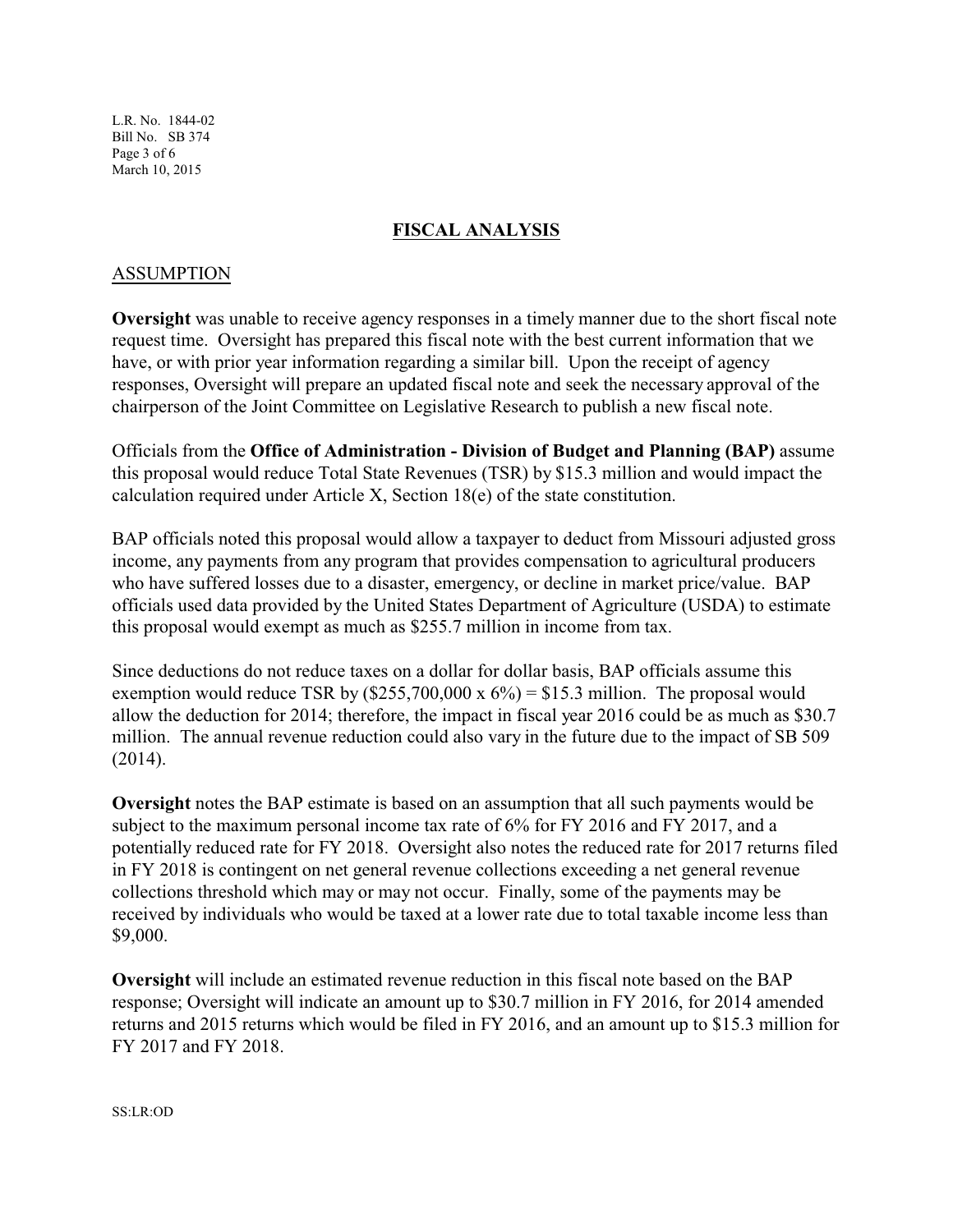## FISCAL ANALYSIS

### ASSUMPTION

**Oversight** was unable to receive agency responses in a timely manner due to the short fiscal note request time. Oversight has prepared this fiscal note with the best current information that we have, or with prior year information regarding a similar bill. Upon the receipt of agency responses, Oversight will prepare an updated fiscal note and seek the necessary approval of the chairperson of the Joint Committee on Legislative Research to publish a new fiscal note.

Officials from the **Office of Administration - Division of Budget and Planning (BAP)** assume this proposal would reduce Total State Revenues (TSR) by $15.3 million and would impact the calculation required under Article X, Section 18(e) of the state constitution.

BAP officials noted this proposal would allow a taxpayer to deduct from Missouri adjusted gross income, any payments from any program that provides compensation to agricultural producers who have suffered losses due to a disaster, emergency, or decline in market price/value. BAP officials used data provided by the United States Department of Agriculture (USDA) to estimate this proposal would exempt as much as $255.7 million in income from tax.

Since deductions do not reduce taxes on a dollar for dollar basis, BAP officials assume this exemption would reduce TSR by ($255,700,000 x 6%) = $15.3 million. The proposal would allow the deduction for 2014; therefore, the impact in fiscal year 2016 could be as much as $30.7 million. The annual revenue reduction could also vary in the future due to the impact of SB 509 (2014).

**Oversight** notes the BAP estimate is based on an assumption that all such payments would be subject to the maximum personal income tax rate of 6% for FY 2016 and FY 2017, and a potentially reduced rate for FY 2018. Oversight also notes the reduced rate for 2017 returns filed in FY 2018 is contingent on net general revenue collections exceeding a net general revenue collections threshold which may or may not occur. Finally, some of the payments may be received by individuals who would be taxed at a lower rate due to total taxable income less than $9,000.

**Oversight** will include an estimated revenue reduction in this fiscal note based on the BAP response; Oversight will indicate an amount up to $30.7 million in FY 2016, for 2014 amended returns and 2015 returns which would be filed in FY 2016, and an amount up to $15.3 million for FY 2017 and FY 2018.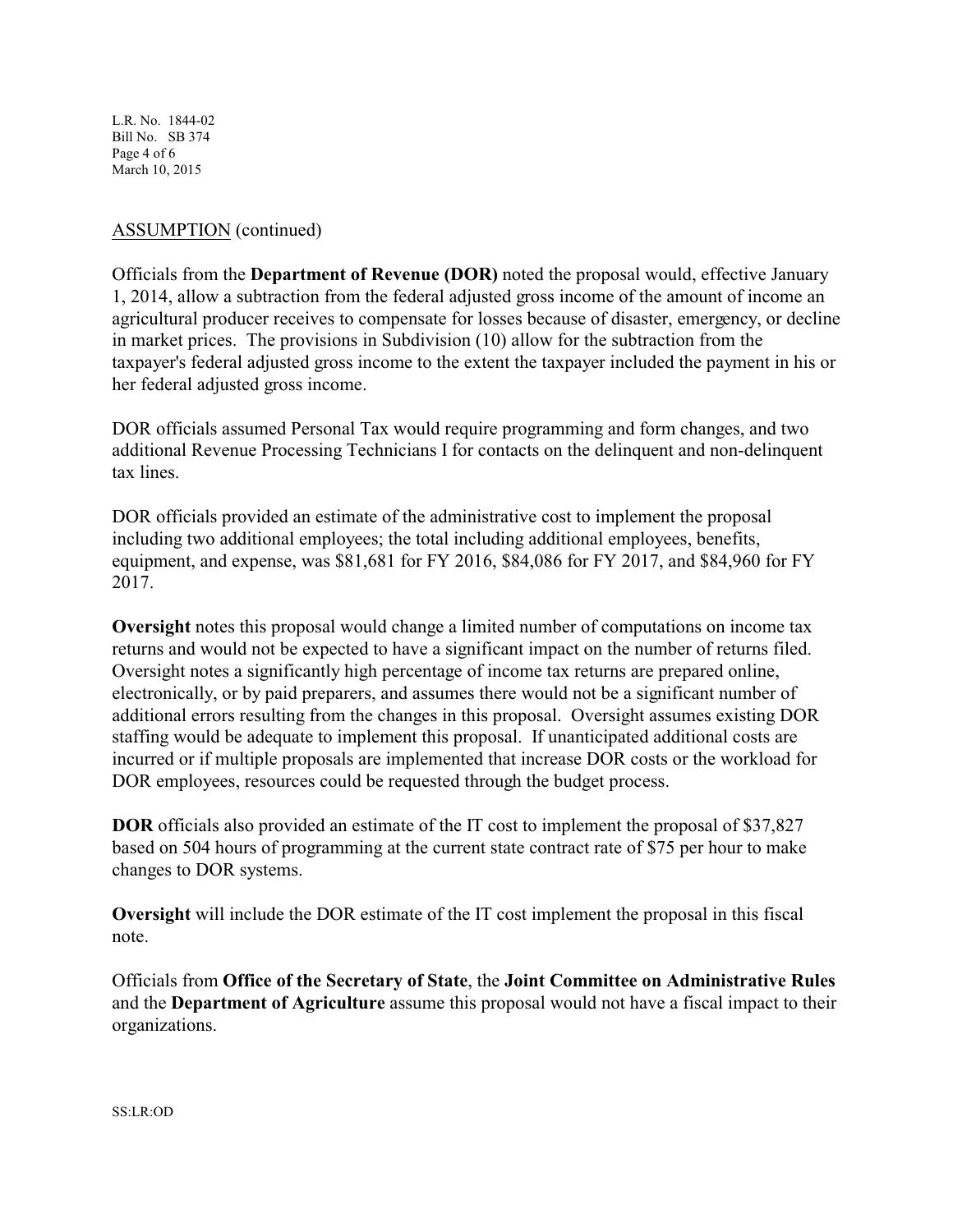ASSUMPTION (continued)

Officials from the **Department of Revenue (DOR)** noted the proposal would, effective January 1, 2014, allow a subtraction from the federal adjusted gross income of the amount of income an agricultural producer receives to compensate for losses because of disaster, emergency, or decline in market prices. The provisions in Subdivision (10) allow for the subtraction from the taxpayer's federal adjusted gross income to the extent the taxpayer included the payment in his or her federal adjusted gross income.

DOR officials assumed Personal Tax would require programming and form changes, and two additional Revenue Processing Technicians I for contacts on the delinquent and non-delinquent tax lines.

DOR officials provided an estimate of the administrative cost to implement the proposal including two additional employees; the total including additional employees, benefits, equipment, and expense, was $81,681 for FY 2016, $84,086 for FY 2017, and $84,960 for FY 2017.

**Oversight** notes this proposal would change a limited number of computations on income tax returns and would not be expected to have a significant impact on the number of returns filed. Oversight notes a significantly high percentage of income tax returns are prepared online, electronically, or by paid preparers, and assumes there would not be a significant number of additional errors resulting from the changes in this proposal. Oversight assumes existing DOR staffing would be adequate to implement this proposal. If unanticipated additional costs are incurred or if multiple proposals are implemented that increase DOR costs or the workload for DOR employees, resources could be requested through the budget process.

**DOR** officials also provided an estimate of the IT cost to implement the proposal of $37,827 based on 504 hours of programming at the current state contract rate of $75 per hour to make changes to DOR systems.

**Oversight** will include the DOR estimate of the IT cost implement the proposal in this fiscal note.

Officials from **Office of the Secretary of State**, the **Joint Committee on Administrative Rules** and the **Department of Agriculture** assume this proposal would not have a fiscal impact to their organizations.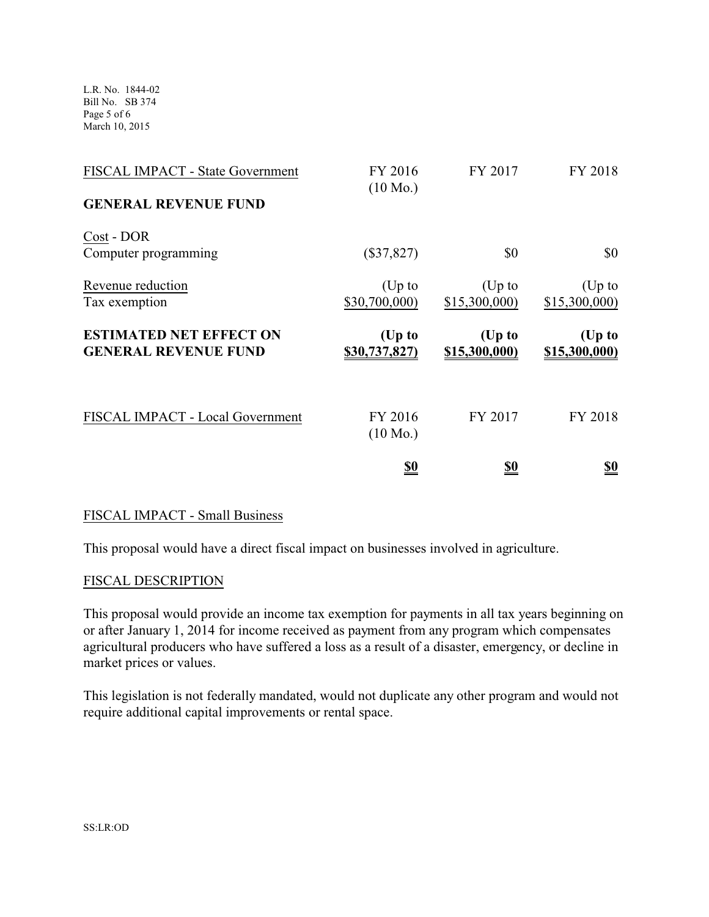| FISCAL IMPACT - State Government | FY 2016 (10 Mo.) | FY 2017 | FY 2018 |
|---|---|---|---|
| **GENERAL REVENUE FUND** | | | |
| Cost - DOR | | | |
| Computer programming | ($37,827) | $0 | $0 |
| Revenue reduction | | | |
| Tax exemption | (Up to $30,700,000) | (Up to $15,300,000) | (Up to $15,300,000) |
| **ESTIMATED NET EFFECT ON GENERAL REVENUE FUND** | **(Up to $30,737,827)** | **(Up to $15,300,000)** | **(Up to $15,300,000)** |

| FISCAL IMPACT - Local Government | FY 2016 (10 Mo.) | FY 2017 | FY 2018 |
|---|---|---|---|
| | **$0** | **$0** | **$0** |

FISCAL IMPACT - Small Business

This proposal would have a direct fiscal impact on businesses involved in agriculture.

FISCAL DESCRIPTION

This proposal would provide an income tax exemption for payments in all tax years beginning on or after January 1, 2014 for income received as payment from any program which compensates agricultural producers who have suffered a loss as a result of a disaster, emergency, or decline in market prices or values.

This legislation is not federally mandated, would not duplicate any other program and would not require additional capital improvements or rental space.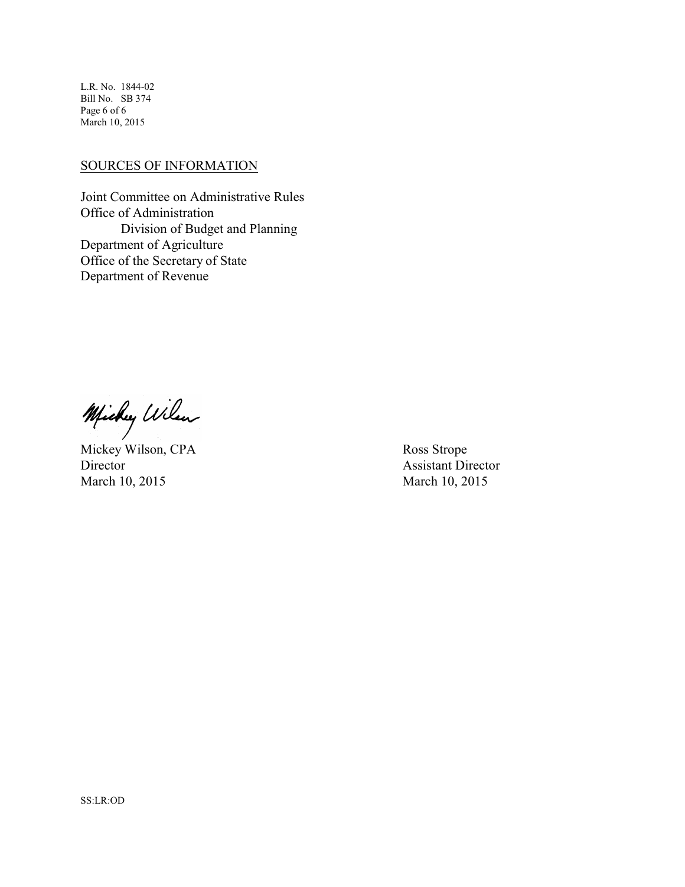## SOURCES OF INFORMATION

Joint Committee on Administrative Rules
Office of Administration
    Division of Budget and Planning
Department of Agriculture
Office of the Secretary of State
Department of Revenue

| | |
|---|---|
| Mickey Wilson, CPA | Ross Strope |
| Director | Assistant Director |
| March 10, 2015 | March 10, 2015 |

SS:LR:OD